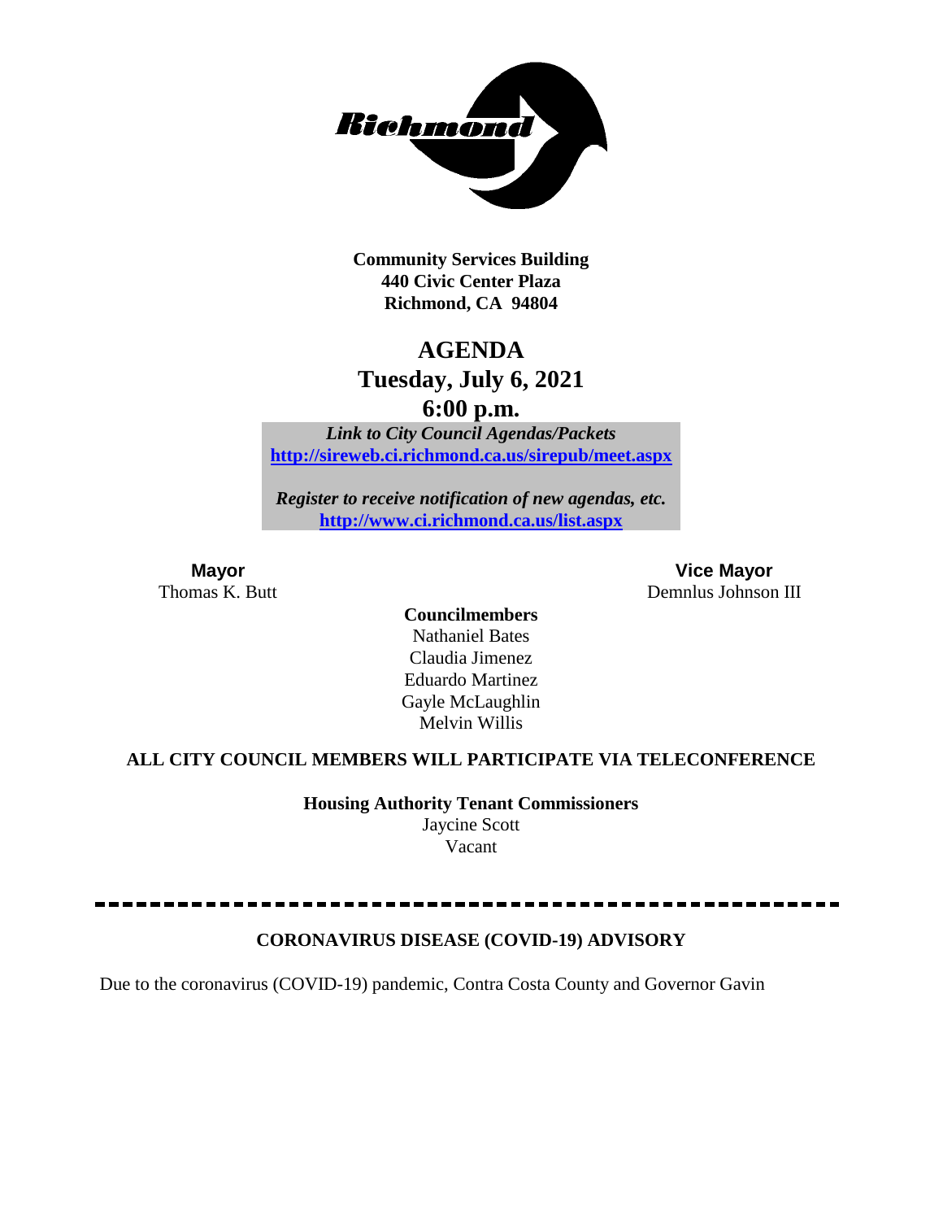**Community Services Building**
**440 Civic Center Plaza**
**Richmond, CA 94804**

# AGENDA
## Tuesday, July 6, 2021
## 6:00 p.m.

***Link to City Council Agendas/Packets***
**http://sireweb.ci.richmond.ca.us/sirepub/meet.aspx**

***Register to receive notification of new agendas, etc.***
**http://www.ci.richmond.ca.us/list.aspx**

**Mayor**
Thomas K. Butt

**Vice Mayor**
Demnlus Johnson III

**Councilmembers**
Nathaniel Bates
Claudia Jimenez
Eduardo Martinez
Gayle McLaughlin
Melvin Willis

**ALL CITY COUNCIL MEMBERS WILL PARTICIPATE VIA TELECONFERENCE**

**Housing Authority Tenant Commissioners**
Jaycine Scott
Vacant

---

**CORONAVIRUS DISEASE (COVID-19) ADVISORY**

Due to the coronavirus (COVID-19) pandemic, Contra Costa County and Governor Gavin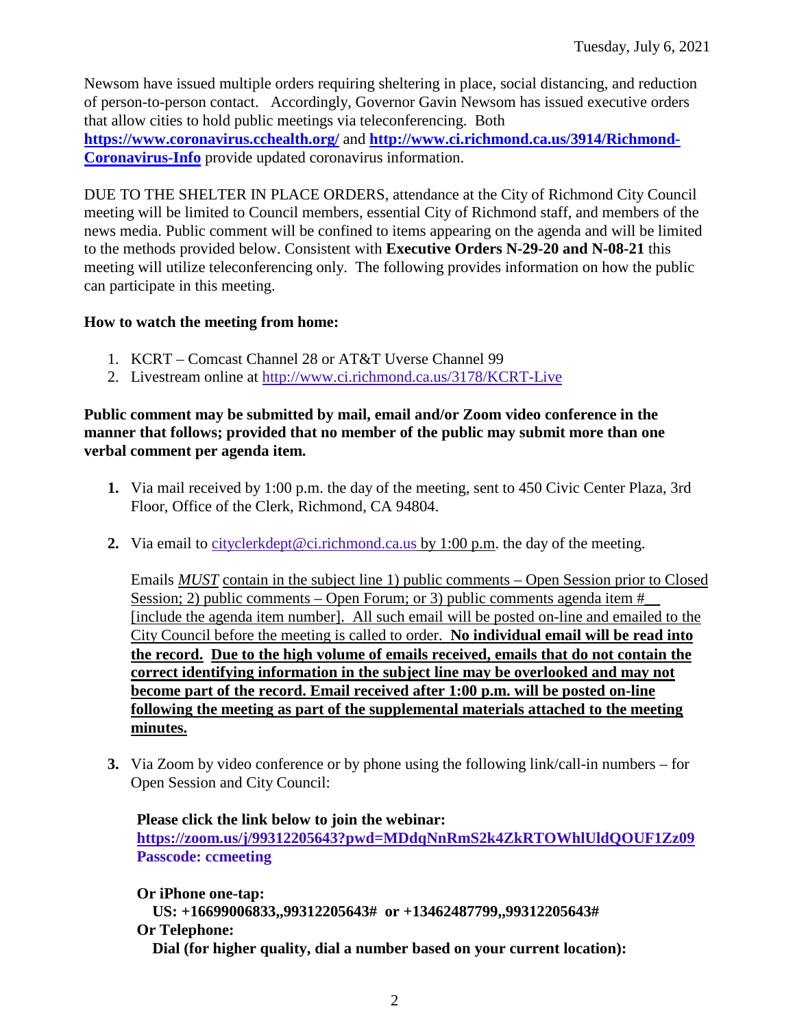Newsom have issued multiple orders requiring sheltering in place, social distancing, and reduction of person-to-person contact. Accordingly, Governor Gavin Newsom has issued executive orders that allow cities to hold public meetings via teleconferencing. Both **https://www.coronavirus.cchealth.org/** and **http://www.ci.richmond.ca.us/3914/Richmond-Coronavirus-Info** provide updated coronavirus information.

DUE TO THE SHELTER IN PLACE ORDERS, attendance at the City of Richmond City Council meeting will be limited to Council members, essential City of Richmond staff, and members of the news media. Public comment will be confined to items appearing on the agenda and will be limited to the methods provided below. Consistent with **Executive Orders N-29-20 and N-08-21** this meeting will utilize teleconferencing only. The following provides information on how the public can participate in this meeting.

**How to watch the meeting from home:**

1. KCRT – Comcast Channel 28 or AT&T Uverse Channel 99
2. Livestream online at http://www.ci.richmond.ca.us/3178/KCRT-Live

**Public comment may be submitted by mail, email and/or Zoom video conference in the manner that follows; provided that no member of the public may submit more than one verbal comment per agenda item.**

1. Via mail received by 1:00 p.m. the day of the meeting, sent to 450 Civic Center Plaza, 3rd Floor, Office of the Clerk, Richmond, CA 94804.

2. Via email to cityclerkdept@ci.richmond.ca.us by 1:00 p.m. the day of the meeting.

   Emails ***MUST*** contain in the subject line 1) public comments – Open Session prior to Closed Session; 2) public comments – Open Forum; or 3) public comments agenda item #__ [include the agenda item number]. All such email will be posted on-line and emailed to the City Council before the meeting is called to order. **No individual email will be read into the record. Due to the high volume of emails received, emails that do not contain the correct identifying information in the subject line may be overlooked and may not become part of the record. Email received after 1:00 p.m. will be posted on-line following the meeting as part of the supplemental materials attached to the meeting minutes.**

3. Via Zoom by video conference or by phone using the following link/call-in numbers – for Open Session and City Council:

   **Please click the link below to join the webinar:**
   **https://zoom.us/j/99312205643?pwd=MDdqNnRmS2k4ZkRTOWhlUldQOUF1Zz09**
   **Passcode: ccmeeting**

   **Or iPhone one-tap:**
   **US: +16699006833,,99312205643# or +13462487799,,99312205643#**
   **Or Telephone:**
   **Dial (for higher quality, dial a number based on your current location):**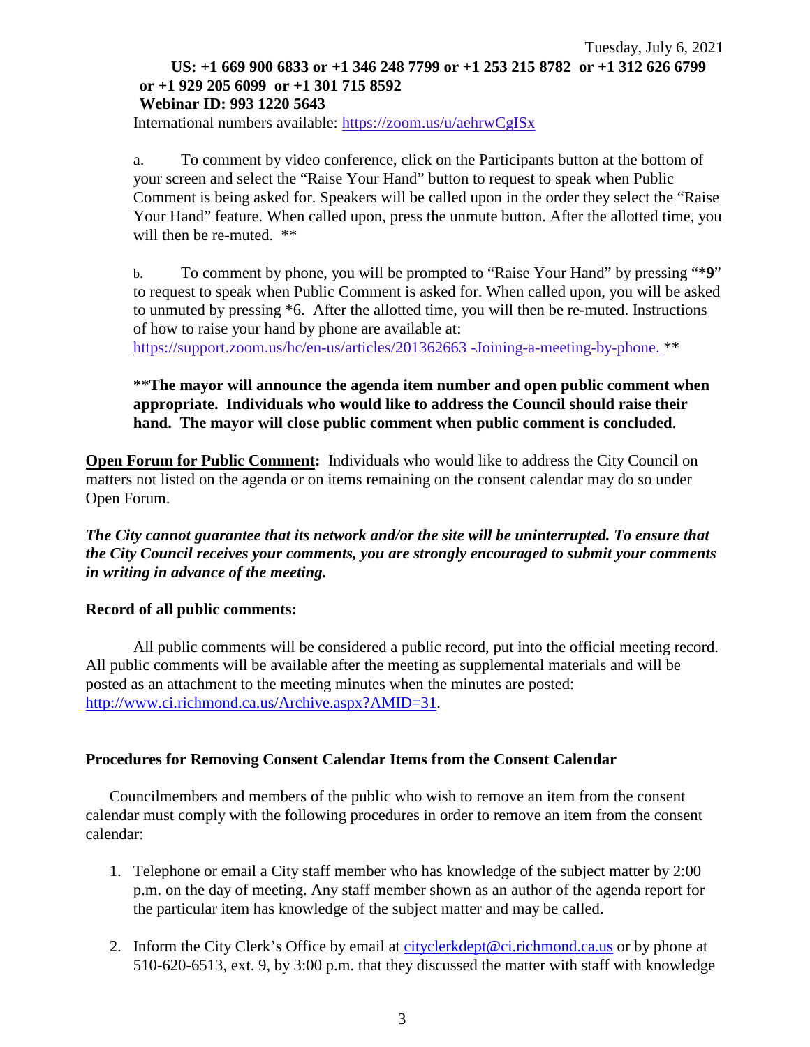Tuesday, July 6, 2021

**US: +1 669 900 6833 or +1 346 248 7799 or +1 253 215 8782 or +1 312 626 6799 or +1 929 205 6099 or +1 301 715 8592**
**Webinar ID: 993 1220 5643**

International numbers available: https://zoom.us/u/aehrwCgISx

a. To comment by video conference, click on the Participants button at the bottom of your screen and select the "Raise Your Hand" button to request to speak when Public Comment is being asked for. Speakers will be called upon in the order they select the "Raise Your Hand" feature. When called upon, press the unmute button. After the allotted time, you will then be re-muted. **

b. To comment by phone, you will be prompted to "Raise Your Hand" by pressing "***9**" to request to speak when Public Comment is asked for. When called upon, you will be asked to unmuted by pressing *6. After the allotted time, you will then be re-muted. Instructions of how to raise your hand by phone are available at: https://support.zoom.us/hc/en-us/articles/201362663 -Joining-a-meeting-by-phone. **

****The mayor will announce the agenda item number and open public comment when appropriate. Individuals who would like to address the Council should raise their hand. The mayor will close public comment when public comment is concluded**.

**<u>Open Forum for Public Comment</u>:** Individuals who would like to address the City Council on matters not listed on the agenda or on items remaining on the consent calendar may do so under Open Forum.

***The City cannot guarantee that its network and/or the site will be uninterrupted. To ensure that the City Council receives your comments, you are strongly encouraged to submit your comments in writing in advance of the meeting.***

**Record of all public comments:**

All public comments will be considered a public record, put into the official meeting record. All public comments will be available after the meeting as supplemental materials and will be posted as an attachment to the meeting minutes when the minutes are posted: http://www.ci.richmond.ca.us/Archive.aspx?AMID=31.

**Procedures for Removing Consent Calendar Items from the Consent Calendar**

Councilmembers and members of the public who wish to remove an item from the consent calendar must comply with the following procedures in order to remove an item from the consent calendar:

1. Telephone or email a City staff member who has knowledge of the subject matter by 2:00 p.m. on the day of meeting. Any staff member shown as an author of the agenda report for the particular item has knowledge of the subject matter and may be called.
2. Inform the City Clerk's Office by email at cityclerkdept@ci.richmond.ca.us or by phone at 510-620-6513, ext. 9, by 3:00 p.m. that they discussed the matter with staff with knowledge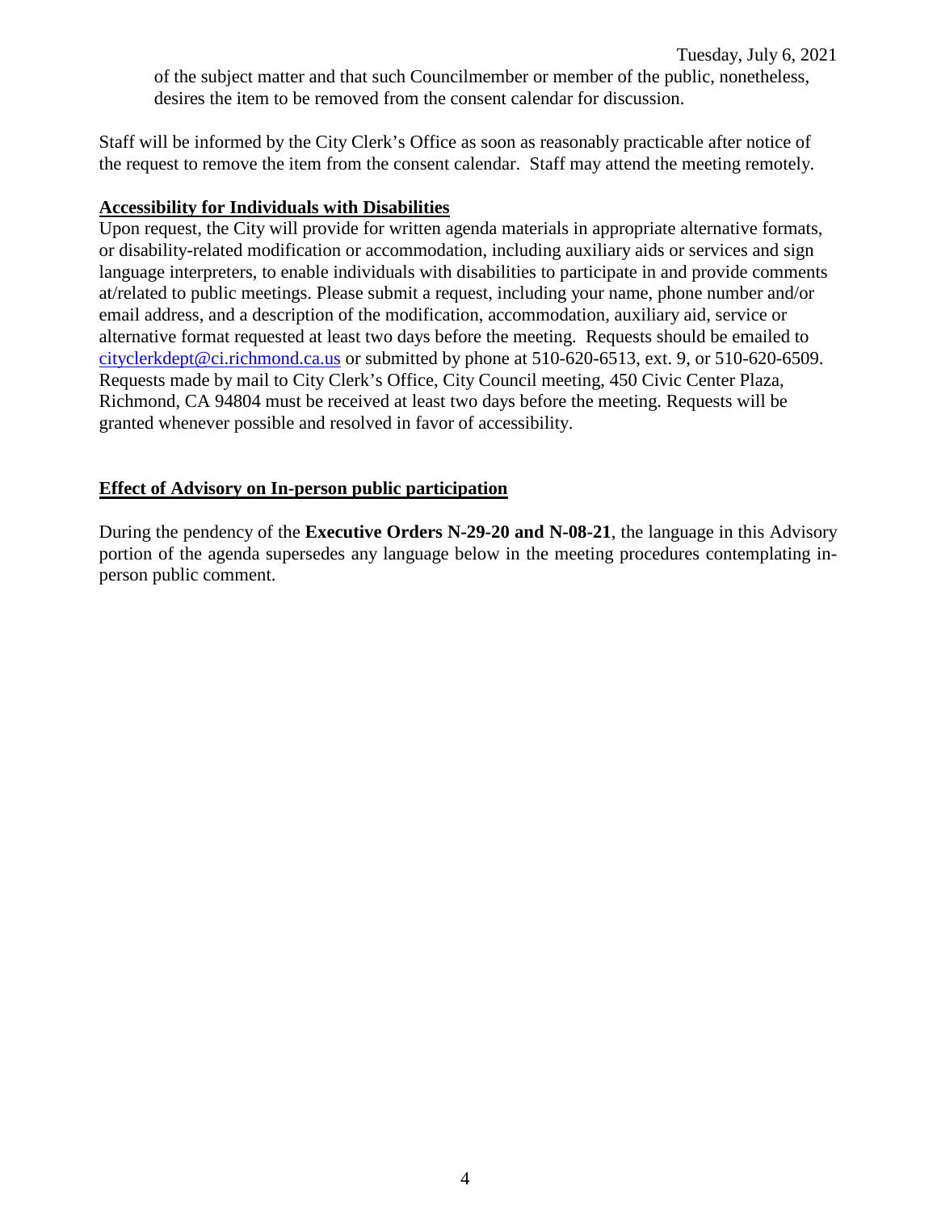of the subject matter and that such Councilmember or member of the public, nonetheless, desires the item to be removed from the consent calendar for discussion.

Staff will be informed by the City Clerk's Office as soon as reasonably practicable after notice of the request to remove the item from the consent calendar. Staff may attend the meeting remotely.

**Accessibility for Individuals with Disabilities**

Upon request, the City will provide for written agenda materials in appropriate alternative formats, or disability-related modification or accommodation, including auxiliary aids or services and sign language interpreters, to enable individuals with disabilities to participate in and provide comments at/related to public meetings. Please submit a request, including your name, phone number and/or email address, and a description of the modification, accommodation, auxiliary aid, service or alternative format requested at least two days before the meeting. Requests should be emailed to cityclerkdept@ci.richmond.ca.us or submitted by phone at 510-620-6513, ext. 9, or 510-620-6509. Requests made by mail to City Clerk's Office, City Council meeting, 450 Civic Center Plaza, Richmond, CA 94804 must be received at least two days before the meeting. Requests will be granted whenever possible and resolved in favor of accessibility.

**Effect of Advisory on In-person public participation**

During the pendency of the **Executive Orders N-29-20 and N-08-21**, the language in this Advisory portion of the agenda supersedes any language below in the meeting procedures contemplating in-person public comment.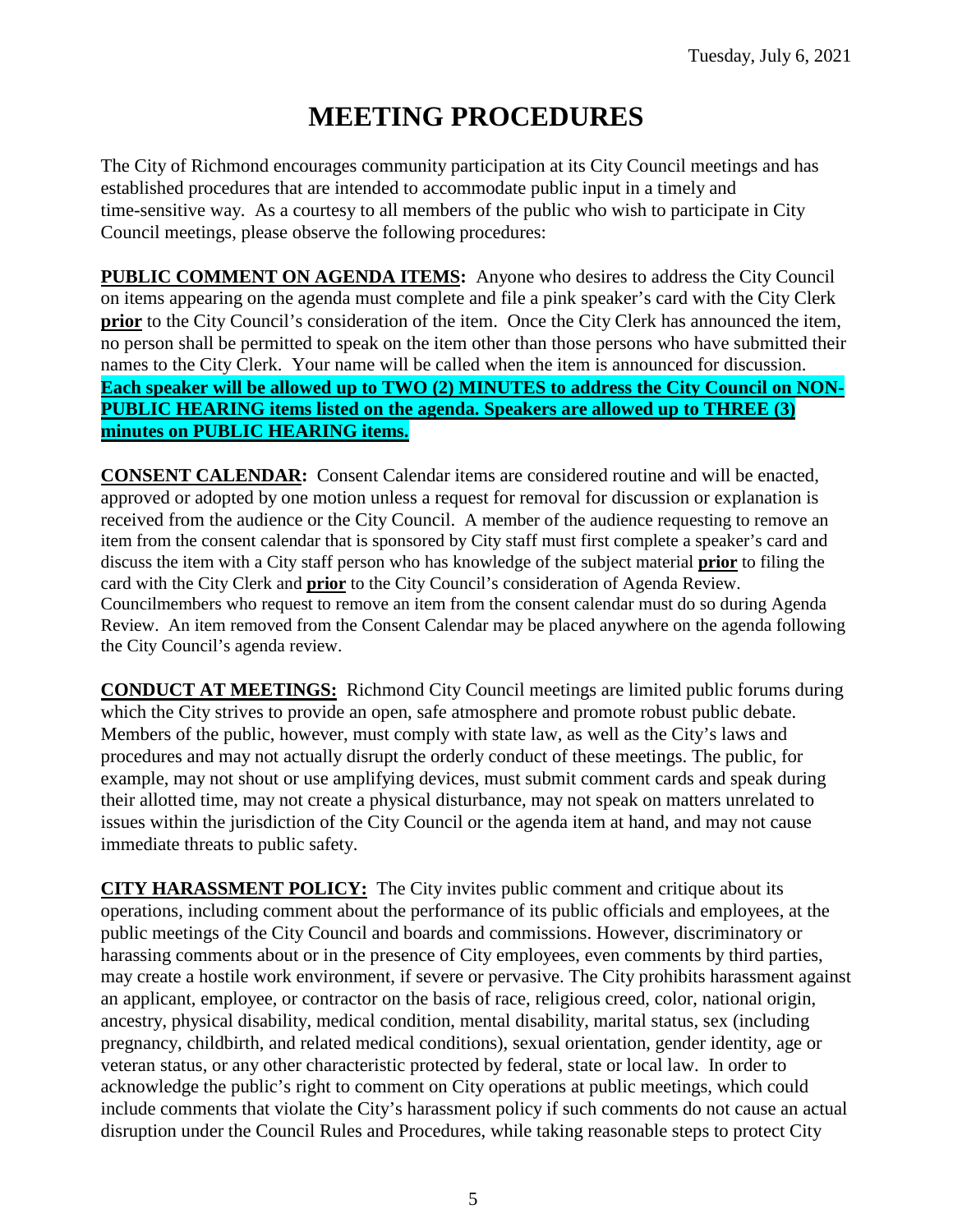# MEETING PROCEDURES

The City of Richmond encourages community participation at its City Council meetings and has established procedures that are intended to accommodate public input in a timely and time-sensitive way. As a courtesy to all members of the public who wish to participate in City Council meetings, please observe the following procedures:

**PUBLIC COMMENT ON AGENDA ITEMS:** Anyone who desires to address the City Council on items appearing on the agenda must complete and file a pink speaker's card with the City Clerk **prior** to the City Council's consideration of the item. Once the City Clerk has announced the item, no person shall be permitted to speak on the item other than those persons who have submitted their names to the City Clerk. Your name will be called when the item is announced for discussion. **Each speaker will be allowed up to TWO (2) MINUTES to address the City Council on NON-PUBLIC HEARING items listed on the agenda. Speakers are allowed up to THREE (3) minutes on PUBLIC HEARING items.**

**CONSENT CALENDAR:** Consent Calendar items are considered routine and will be enacted, approved or adopted by one motion unless a request for removal for discussion or explanation is received from the audience or the City Council. A member of the audience requesting to remove an item from the consent calendar that is sponsored by City staff must first complete a speaker's card and discuss the item with a City staff person who has knowledge of the subject material **prior** to filing the card with the City Clerk and **prior** to the City Council's consideration of Agenda Review. Councilmembers who request to remove an item from the consent calendar must do so during Agenda Review. An item removed from the Consent Calendar may be placed anywhere on the agenda following the City Council's agenda review.

**CONDUCT AT MEETINGS:** Richmond City Council meetings are limited public forums during which the City strives to provide an open, safe atmosphere and promote robust public debate. Members of the public, however, must comply with state law, as well as the City's laws and procedures and may not actually disrupt the orderly conduct of these meetings. The public, for example, may not shout or use amplifying devices, must submit comment cards and speak during their allotted time, may not create a physical disturbance, may not speak on matters unrelated to issues within the jurisdiction of the City Council or the agenda item at hand, and may not cause immediate threats to public safety.

**CITY HARASSMENT POLICY:** The City invites public comment and critique about its operations, including comment about the performance of its public officials and employees, at the public meetings of the City Council and boards and commissions. However, discriminatory or harassing comments about or in the presence of City employees, even comments by third parties, may create a hostile work environment, if severe or pervasive. The City prohibits harassment against an applicant, employee, or contractor on the basis of race, religious creed, color, national origin, ancestry, physical disability, medical condition, mental disability, marital status, sex (including pregnancy, childbirth, and related medical conditions), sexual orientation, gender identity, age or veteran status, or any other characteristic protected by federal, state or local law. In order to acknowledge the public's right to comment on City operations at public meetings, which could include comments that violate the City's harassment policy if such comments do not cause an actual disruption under the Council Rules and Procedures, while taking reasonable steps to protect City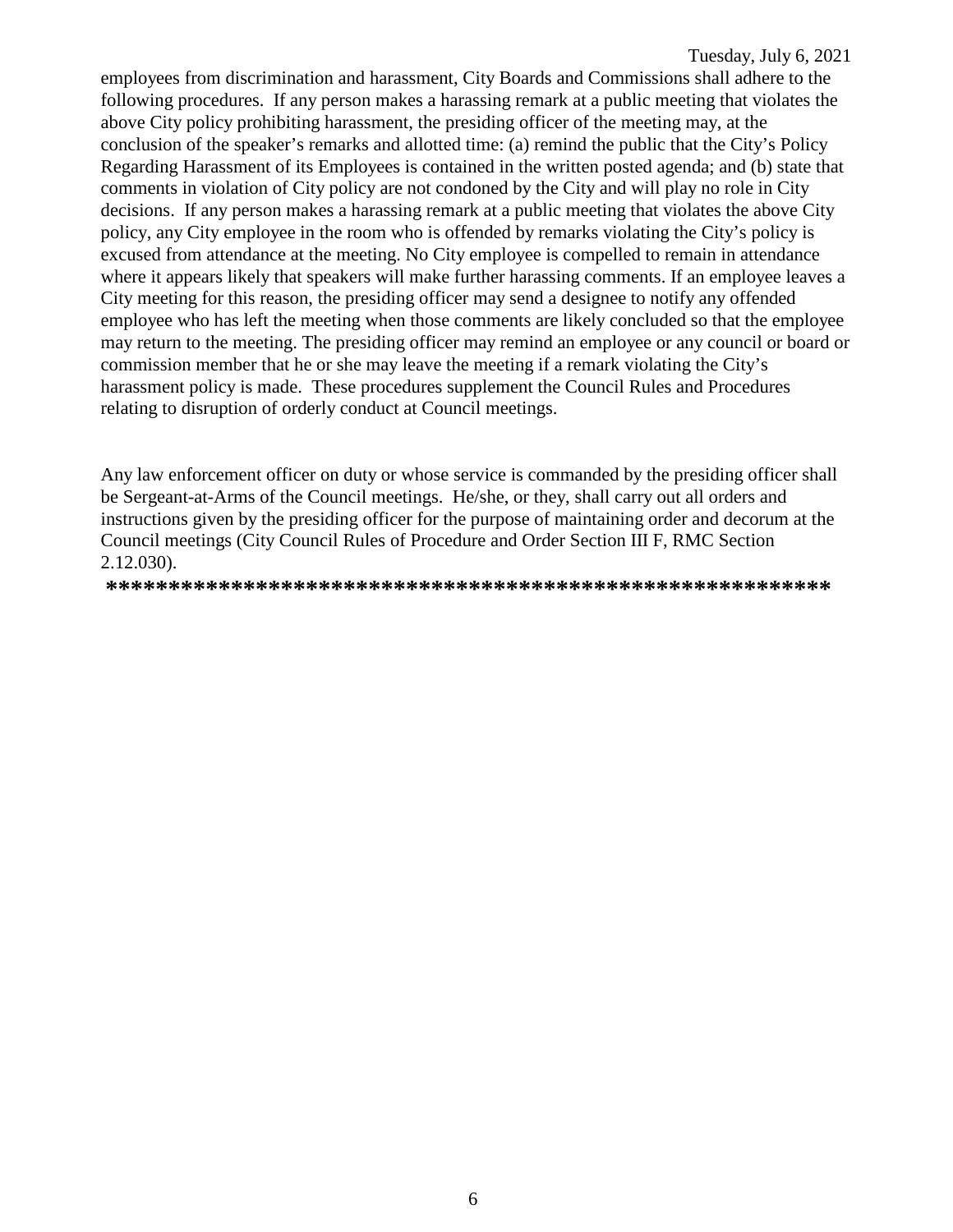employees from discrimination and harassment, City Boards and Commissions shall adhere to the following procedures. If any person makes a harassing remark at a public meeting that violates the above City policy prohibiting harassment, the presiding officer of the meeting may, at the conclusion of the speaker's remarks and allotted time: (a) remind the public that the City's Policy Regarding Harassment of its Employees is contained in the written posted agenda; and (b) state that comments in violation of City policy are not condoned by the City and will play no role in City decisions. If any person makes a harassing remark at a public meeting that violates the above City policy, any City employee in the room who is offended by remarks violating the City's policy is excused from attendance at the meeting. No City employee is compelled to remain in attendance where it appears likely that speakers will make further harassing comments. If an employee leaves a City meeting for this reason, the presiding officer may send a designee to notify any offended employee who has left the meeting when those comments are likely concluded so that the employee may return to the meeting. The presiding officer may remind an employee or any council or board or commission member that he or she may leave the meeting if a remark violating the City's harassment policy is made. These procedures supplement the Council Rules and Procedures relating to disruption of orderly conduct at Council meetings.

Any law enforcement officer on duty or whose service is commanded by the presiding officer shall be Sergeant-at-Arms of the Council meetings. He/she, or they, shall carry out all orders and instructions given by the presiding officer for the purpose of maintaining order and decorum at the Council meetings (City Council Rules of Procedure and Order Section III F, RMC Section 2.12.030).

**********************************************************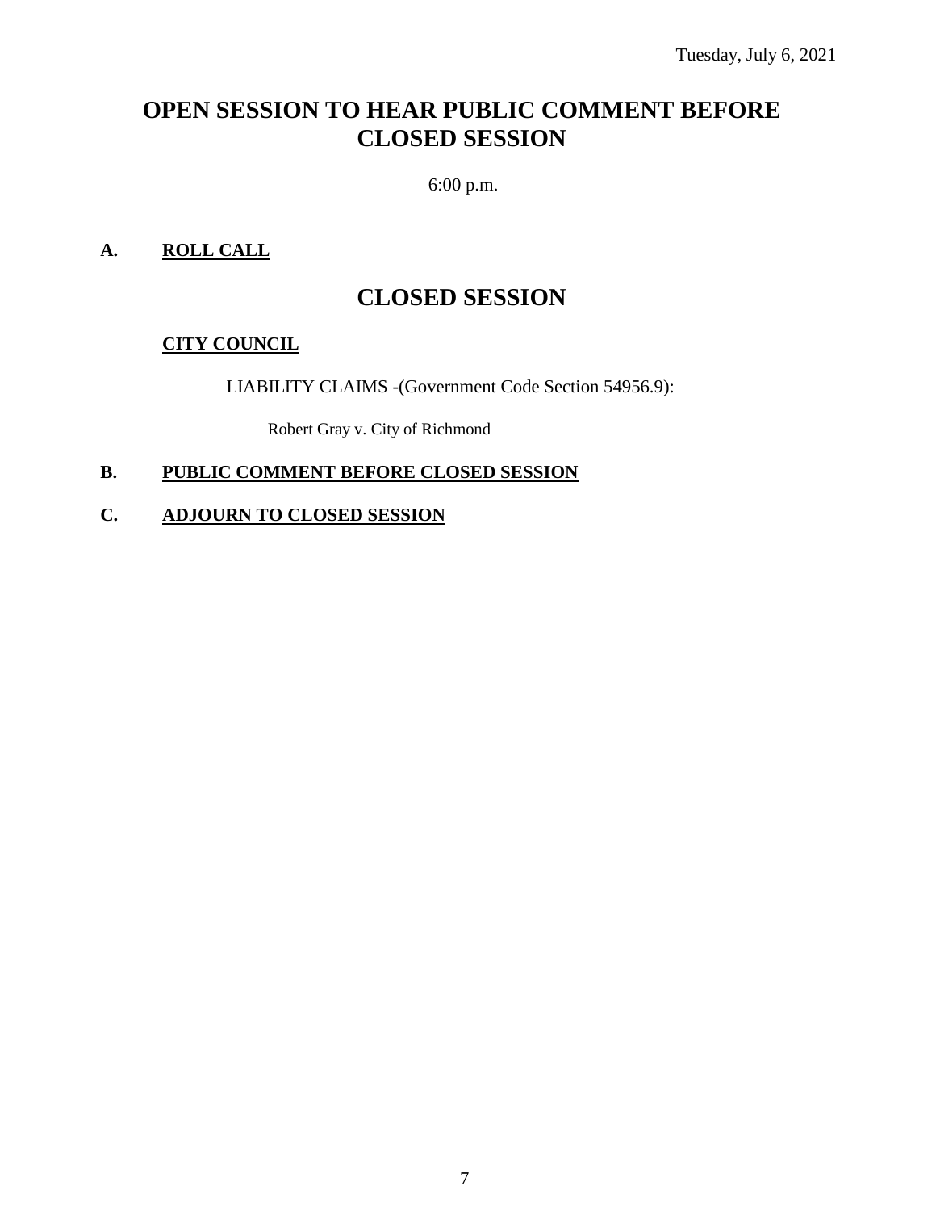Tuesday, July 6, 2021

# OPEN SESSION TO HEAR PUBLIC COMMENT BEFORE CLOSED SESSION

6:00 p.m.

**A. ROLL CALL**

# CLOSED SESSION

**CITY COUNCIL**

LIABILITY CLAIMS -(Government Code Section 54956.9):

Robert Gray v. City of Richmond

**B. PUBLIC COMMENT BEFORE CLOSED SESSION**

**C. ADJOURN TO CLOSED SESSION**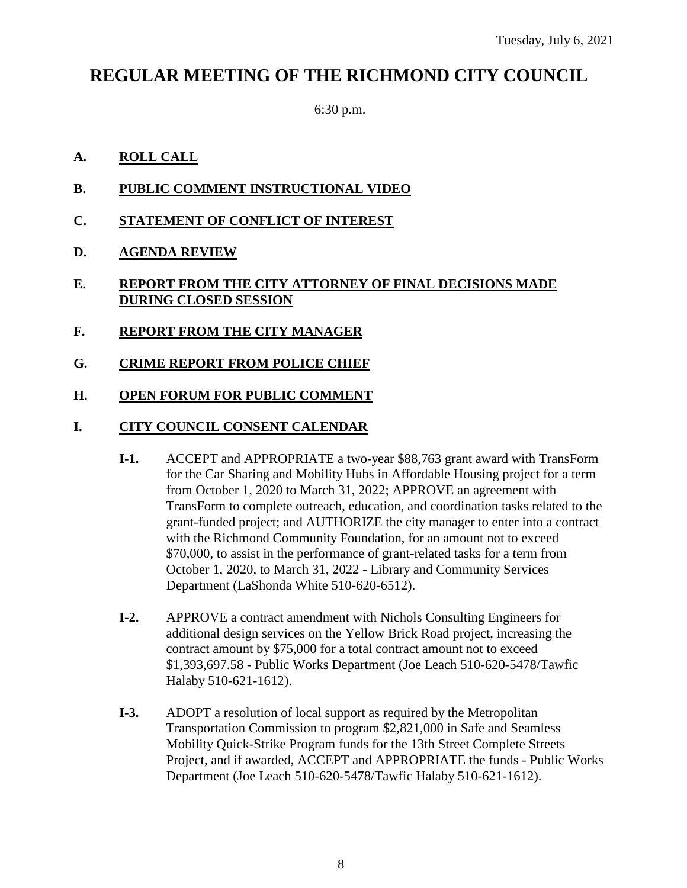Tuesday, July 6, 2021

# REGULAR MEETING OF THE RICHMOND CITY COUNCIL

6:30 p.m.

**A. ROLL CALL**

**B. PUBLIC COMMENT INSTRUCTIONAL VIDEO**

**C. STATEMENT OF CONFLICT OF INTEREST**

**D. AGENDA REVIEW**

**E. REPORT FROM THE CITY ATTORNEY OF FINAL DECISIONS MADE DURING CLOSED SESSION**

**F. REPORT FROM THE CITY MANAGER**

**G. CRIME REPORT FROM POLICE CHIEF**

**H. OPEN FORUM FOR PUBLIC COMMENT**

**I. CITY COUNCIL CONSENT CALENDAR**

**I-1.** ACCEPT and APPROPRIATE a two-year $88,763 grant award with TransForm for the Car Sharing and Mobility Hubs in Affordable Housing project for a term from October 1, 2020 to March 31, 2022; APPROVE an agreement with TransForm to complete outreach, education, and coordination tasks related to the grant-funded project; and AUTHORIZE the city manager to enter into a contract with the Richmond Community Foundation, for an amount not to exceed $70,000, to assist in the performance of grant-related tasks for a term from October 1, 2020, to March 31, 2022 - Library and Community Services Department (LaShonda White 510-620-6512).

**I-2.** APPROVE a contract amendment with Nichols Consulting Engineers for additional design services on the Yellow Brick Road project, increasing the contract amount by $75,000 for a total contract amount not to exceed $1,393,697.58 - Public Works Department (Joe Leach 510-620-5478/Tawfic Halaby 510-621-1612).

**I-3.** ADOPT a resolution of local support as required by the Metropolitan Transportation Commission to program $2,821,000 in Safe and Seamless Mobility Quick-Strike Program funds for the 13th Street Complete Streets Project, and if awarded, ACCEPT and APPROPRIATE the funds - Public Works Department (Joe Leach 510-620-5478/Tawfic Halaby 510-621-1612).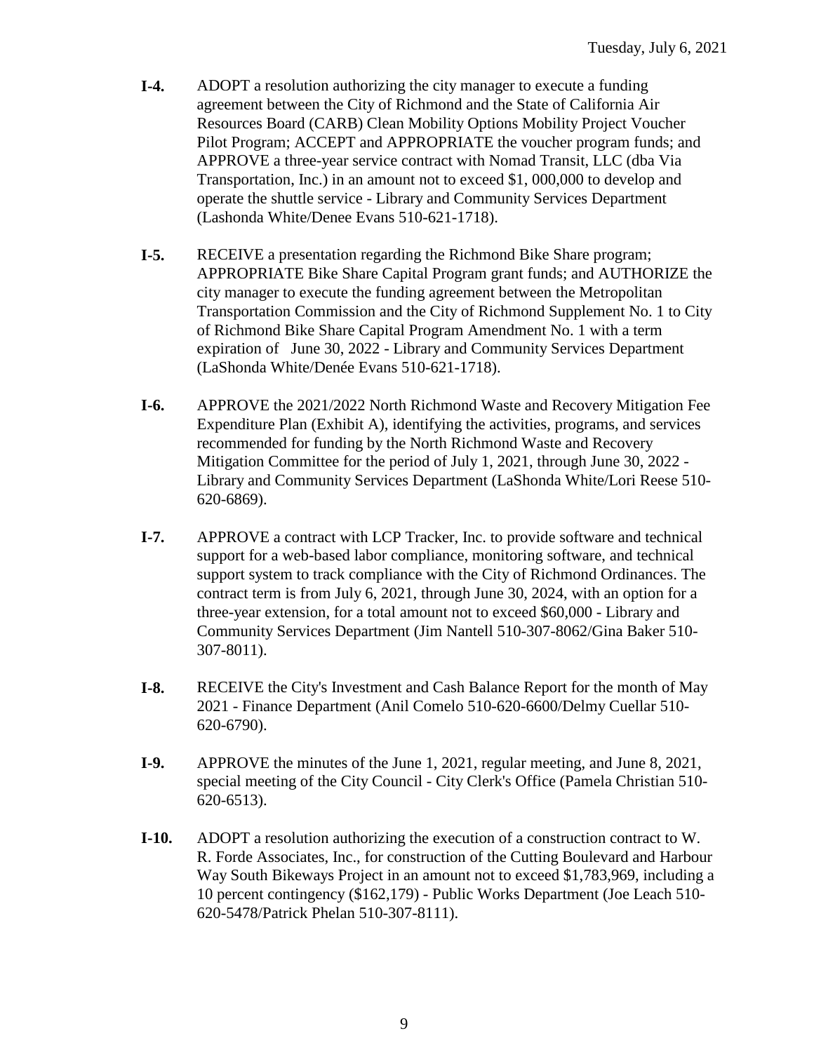**I-4.** ADOPT a resolution authorizing the city manager to execute a funding agreement between the City of Richmond and the State of California Air Resources Board (CARB) Clean Mobility Options Mobility Project Voucher Pilot Program; ACCEPT and APPROPRIATE the voucher program funds; and APPROVE a three-year service contract with Nomad Transit, LLC (dba Via Transportation, Inc.) in an amount not to exceed $1, 000,000 to develop and operate the shuttle service - Library and Community Services Department (Lashonda White/Denee Evans 510-621-1718).

**I-5.** RECEIVE a presentation regarding the Richmond Bike Share program; APPROPRIATE Bike Share Capital Program grant funds; and AUTHORIZE the city manager to execute the funding agreement between the Metropolitan Transportation Commission and the City of Richmond Supplement No. 1 to City of Richmond Bike Share Capital Program Amendment No. 1 with a term expiration of June 30, 2022 - Library and Community Services Department (LaShonda White/Denée Evans 510-621-1718).

**I-6.** APPROVE the 2021/2022 North Richmond Waste and Recovery Mitigation Fee Expenditure Plan (Exhibit A), identifying the activities, programs, and services recommended for funding by the North Richmond Waste and Recovery Mitigation Committee for the period of July 1, 2021, through June 30, 2022 - Library and Community Services Department (LaShonda White/Lori Reese 510-620-6869).

**I-7.** APPROVE a contract with LCP Tracker, Inc. to provide software and technical support for a web-based labor compliance, monitoring software, and technical support system to track compliance with the City of Richmond Ordinances. The contract term is from July 6, 2021, through June 30, 2024, with an option for a three-year extension, for a total amount not to exceed $60,000 - Library and Community Services Department (Jim Nantell 510-307-8062/Gina Baker 510-307-8011).

**I-8.** RECEIVE the City's Investment and Cash Balance Report for the month of May 2021 - Finance Department (Anil Comelo 510-620-6600/Delmy Cuellar 510-620-6790).

**I-9.** APPROVE the minutes of the June 1, 2021, regular meeting, and June 8, 2021, special meeting of the City Council - City Clerk's Office (Pamela Christian 510-620-6513).

**I-10.** ADOPT a resolution authorizing the execution of a construction contract to W. R. Forde Associates, Inc., for construction of the Cutting Boulevard and Harbour Way South Bikeways Project in an amount not to exceed $1,783,969, including a 10 percent contingency ($162,179) - Public Works Department (Joe Leach 510-620-5478/Patrick Phelan 510-307-8111).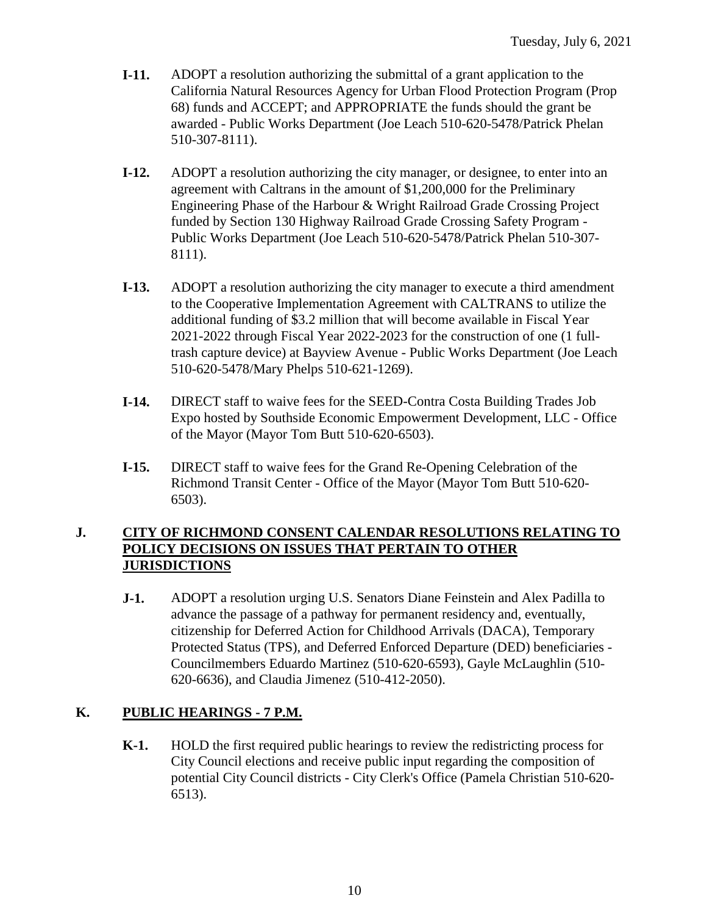- **I-11.** ADOPT a resolution authorizing the submittal of a grant application to the California Natural Resources Agency for Urban Flood Protection Program (Prop 68) funds and ACCEPT; and APPROPRIATE the funds should the grant be awarded - Public Works Department (Joe Leach 510-620-5478/Patrick Phelan 510-307-8111).

- **I-12.** ADOPT a resolution authorizing the city manager, or designee, to enter into an agreement with Caltrans in the amount of $1,200,000 for the Preliminary Engineering Phase of the Harbour & Wright Railroad Grade Crossing Project funded by Section 130 Highway Railroad Grade Crossing Safety Program - Public Works Department (Joe Leach 510-620-5478/Patrick Phelan 510-307-8111).

- **I-13.** ADOPT a resolution authorizing the city manager to execute a third amendment to the Cooperative Implementation Agreement with CALTRANS to utilize the additional funding of $3.2 million that will become available in Fiscal Year 2021-2022 through Fiscal Year 2022-2023 for the construction of one (1 full-trash capture device) at Bayview Avenue - Public Works Department (Joe Leach 510-620-5478/Mary Phelps 510-621-1269).

- **I-14.** DIRECT staff to waive fees for the SEED-Contra Costa Building Trades Job Expo hosted by Southside Economic Empowerment Development, LLC - Office of the Mayor (Mayor Tom Butt 510-620-6503).

- **I-15.** DIRECT staff to waive fees for the Grand Re-Opening Celebration of the Richmond Transit Center - Office of the Mayor (Mayor Tom Butt 510-620-6503).

## J. CITY OF RICHMOND CONSENT CALENDAR RESOLUTIONS RELATING TO POLICY DECISIONS ON ISSUES THAT PERTAIN TO OTHER JURISDICTIONS

- **J-1.** ADOPT a resolution urging U.S. Senators Diane Feinstein and Alex Padilla to advance the passage of a pathway for permanent residency and, eventually, citizenship for Deferred Action for Childhood Arrivals (DACA), Temporary Protected Status (TPS), and Deferred Enforced Departure (DED) beneficiaries - Councilmembers Eduardo Martinez (510-620-6593), Gayle McLaughlin (510-620-6636), and Claudia Jimenez (510-412-2050).

## K. PUBLIC HEARINGS - 7 P.M.

- **K-1.** HOLD the first required public hearings to review the redistricting process for City Council elections and receive public input regarding the composition of potential City Council districts - City Clerk's Office (Pamela Christian 510-620-6513).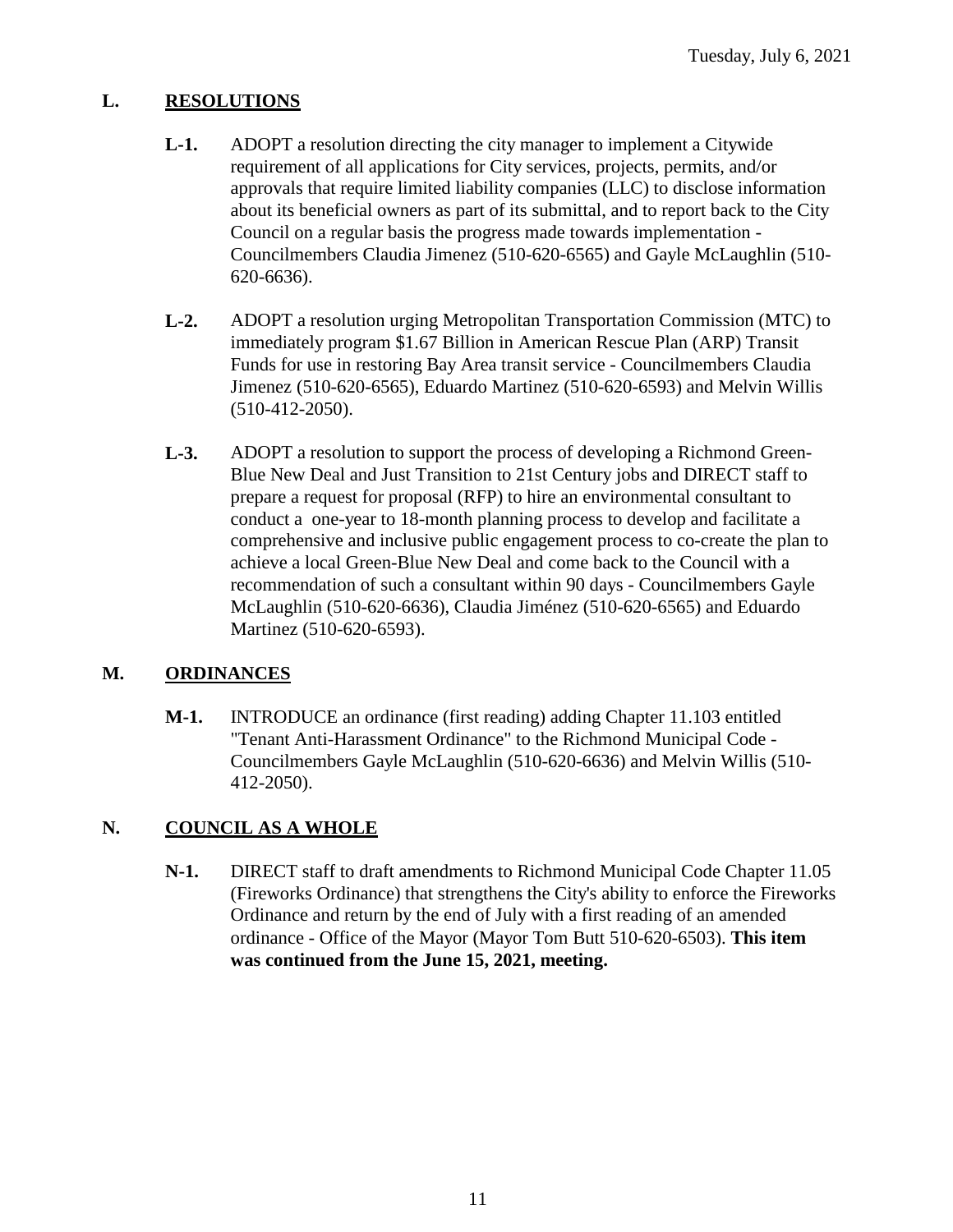## L. RESOLUTIONS

**L-1.** ADOPT a resolution directing the city manager to implement a Citywide requirement of all applications for City services, projects, permits, and/or approvals that require limited liability companies (LLC) to disclose information about its beneficial owners as part of its submittal, and to report back to the City Council on a regular basis the progress made towards implementation - Councilmembers Claudia Jimenez (510-620-6565) and Gayle McLaughlin (510-620-6636).

**L-2.** ADOPT a resolution urging Metropolitan Transportation Commission (MTC) to immediately program $1.67 Billion in American Rescue Plan (ARP) Transit Funds for use in restoring Bay Area transit service - Councilmembers Claudia Jimenez (510-620-6565), Eduardo Martinez (510-620-6593) and Melvin Willis (510-412-2050).

**L-3.** ADOPT a resolution to support the process of developing a Richmond Green-Blue New Deal and Just Transition to 21st Century jobs and DIRECT staff to prepare a request for proposal (RFP) to hire an environmental consultant to conduct a one-year to 18-month planning process to develop and facilitate a comprehensive and inclusive public engagement process to co-create the plan to achieve a local Green-Blue New Deal and come back to the Council with a recommendation of such a consultant within 90 days - Councilmembers Gayle McLaughlin (510-620-6636), Claudia Jiménez (510-620-6565) and Eduardo Martinez (510-620-6593).

## M. ORDINANCES

**M-1.** INTRODUCE an ordinance (first reading) adding Chapter 11.103 entitled "Tenant Anti-Harassment Ordinance" to the Richmond Municipal Code - Councilmembers Gayle McLaughlin (510-620-6636) and Melvin Willis (510-412-2050).

## N. COUNCIL AS A WHOLE

**N-1.** DIRECT staff to draft amendments to Richmond Municipal Code Chapter 11.05 (Fireworks Ordinance) that strengthens the City's ability to enforce the Fireworks Ordinance and return by the end of July with a first reading of an amended ordinance - Office of the Mayor (Mayor Tom Butt 510-620-6503). **This item was continued from the June 15, 2021, meeting.**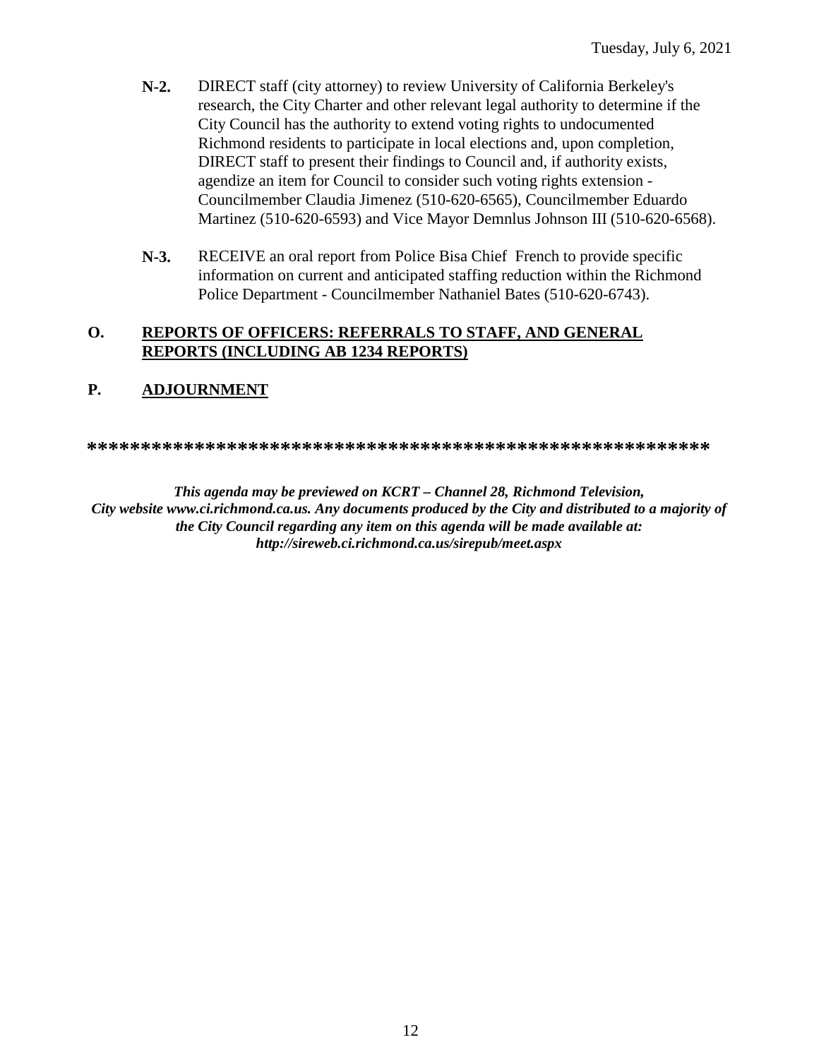**N-2.** DIRECT staff (city attorney) to review University of California Berkeley's research, the City Charter and other relevant legal authority to determine if the City Council has the authority to extend voting rights to undocumented Richmond residents to participate in local elections and, upon completion, DIRECT staff to present their findings to Council and, if authority exists, agendize an item for Council to consider such voting rights extension - Councilmember Claudia Jimenez (510-620-6565), Councilmember Eduardo Martinez (510-620-6593) and Vice Mayor Demnlus Johnson III (510-620-6568).

**N-3.** RECEIVE an oral report from Police Bisa Chief French to provide specific information on current and anticipated staffing reduction within the Richmond Police Department - Councilmember Nathaniel Bates (510-620-6743).

## O. REPORTS OF OFFICERS: REFERRALS TO STAFF, AND GENERAL REPORTS (INCLUDING AB 1234 REPORTS)

## P. ADJOURNMENT

**********************************************************

***This agenda may be previewed on KCRT – Channel 28, Richmond Television, City website www.ci.richmond.ca.us. Any documents produced by the City and distributed to a majority of the City Council regarding any item on this agenda will be made available at: http://sireweb.ci.richmond.ca.us/sirepub/meet.aspx***